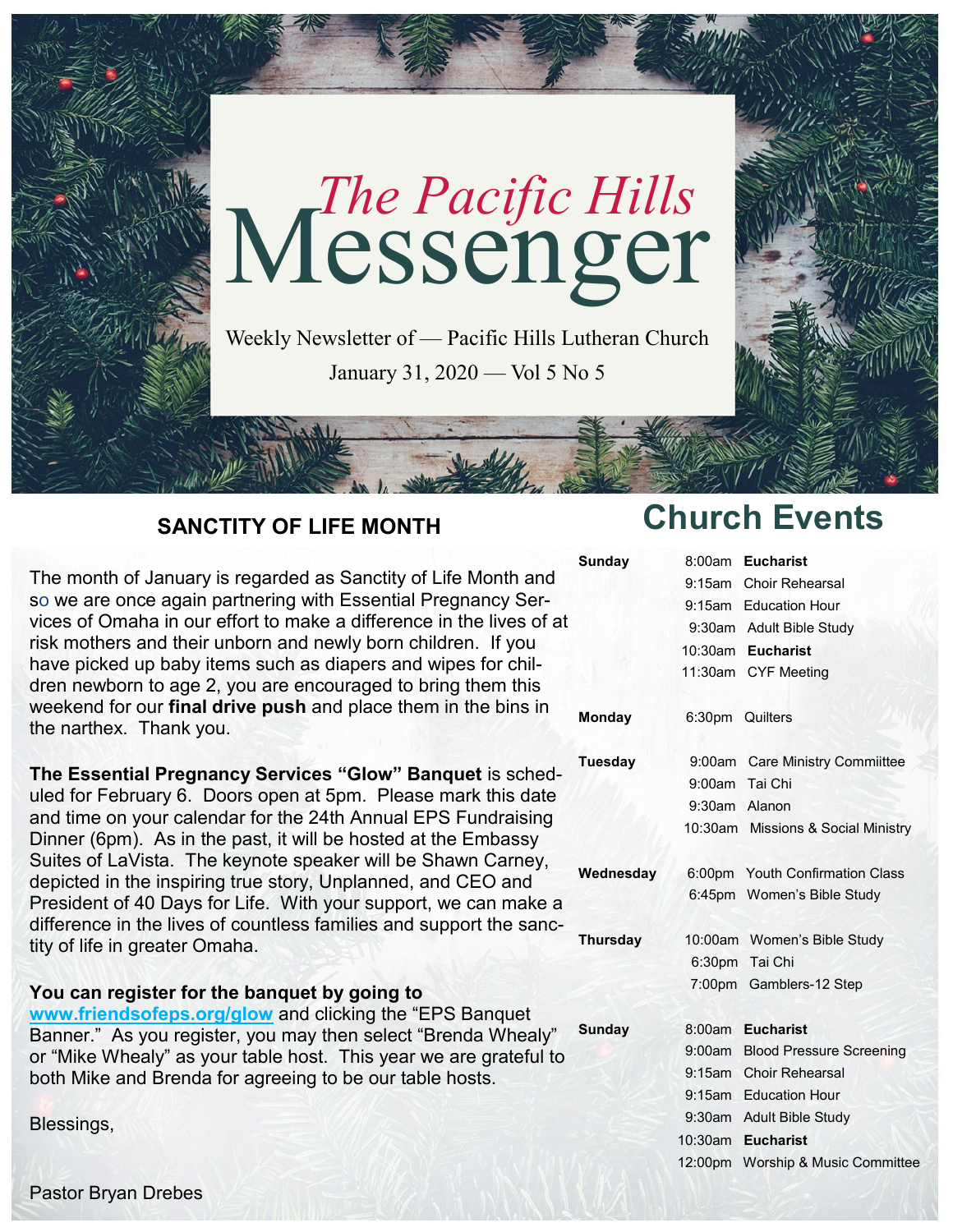# *The Pacific Hills* Messenger

Weekly Newsletter of — Pacific Hills Lutheran Church

January 31, 2020 — Vol 5 No 5

## SANCTITY OF LIFE MONTH

The month of January is regarded as Sanctity of Life Month and so we are once again partnering with Essential Pregnancy Services of Omaha in our effort to make a difference in the lives of at risk mothers and their unborn and newly born children. If you have picked up baby items such as diapers and wipes for children newborn to age 2, you are encouraged to bring them this weekend for our **final drive push** and place them in the bins in the narthex. Thank you.

**The Essential Pregnancy Services "Glow" Banquet** is scheduled for February 6. Doors open at 5pm. Please mark this date and time on your calendar for the 24th Annual EPS Fundraising Dinner (6pm). As in the past, it will be hosted at the Embassy Suites of LaVista. The keynote speaker will be Shawn Carney, depicted in the inspiring true story, Unplanned, and CEO and President of 40 Days for Life. With your support, we can make a difference in the lives of countless families and support the sanctity of life in greater Omaha.

**You can register for the banquet by going to** www.friendsofeps.org/glow and clicking the "EPS Banquet Banner." As you register, you may then select "Brenda Whealy" or "Mike Whealy" as your table host. This year we are grateful to both Mike and Brenda for agreeing to be our table hosts.

Blessings,

Pastor Bryan Drebes

## Church Events

| Day | Time | Event |
|---|---|---|
| **Sunday** | 8:00am | **Eucharist** |
| | 9:15am | Choir Rehearsal |
| | 9:15am | Education Hour |
| | 9:30am | Adult Bible Study |
| | 10:30am | **Eucharist** |
| | 11:30am | CYF Meeting |
| **Monday** | 6:30pm | Quilters |
| **Tuesday** | 9:00am | Care Ministry Commiittee |
| | 9:00am | Tai Chi |
| | 9:30am | Alanon |
| | 10:30am | Missions & Social Ministry |
| **Wednesday** | 6:00pm | Youth Confirmation Class |
| | 6:45pm | Women's Bible Study |
| **Thursday** | 10:00am | Women's Bible Study |
| | 6:30pm | Tai Chi |
| | 7:00pm | Gamblers-12 Step |
| **Sunday** | 8:00am | **Eucharist** |
| | 9:00am | Blood Pressure Screening |
| | 9:15am | Choir Rehearsal |
| | 9:15am | Education Hour |
| | 9:30am | Adult Bible Study |
| | 10:30am | **Eucharist** |
| | 12:00pm | Worship & Music Committee |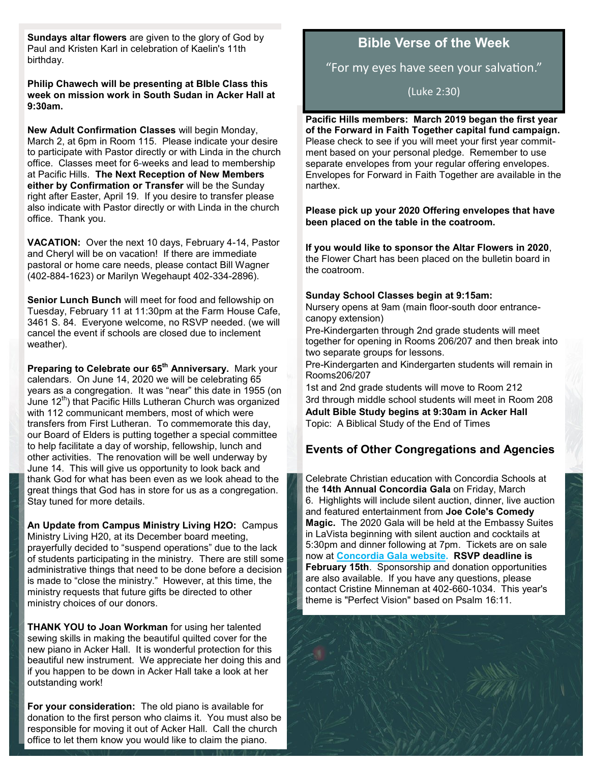**Sundays altar flowers** are given to the glory of God by Paul and Kristen Karl in celebration of Kaelin's 11th birthday.

**Philip Chawech will be presenting at BIble Class this week on mission work in South Sudan in Acker Hall at 9:30am.**

**New Adult Confirmation Classes** will begin Monday, March 2, at 6pm in Room 115. Please indicate your desire to participate with Pastor directly or with Linda in the church office. Classes meet for 6-weeks and lead to membership at Pacific Hills. **The Next Reception of New Members either by Confirmation or Transfer** will be the Sunday right after Easter, April 19. If you desire to transfer please also indicate with Pastor directly or with Linda in the church office. Thank you.

**VACATION:** Over the next 10 days, February 4-14, Pastor and Cheryl will be on vacation! If there are immediate pastoral or home care needs, please contact Bill Wagner (402-884-1623) or Marilyn Wegehaupt 402-334-2896).

**Senior Lunch Bunch** will meet for food and fellowship on Tuesday, February 11 at 11:30pm at the Farm House Cafe, 3461 S. 84. Everyone welcome, no RSVP needed. (we will cancel the event if schools are closed due to inclement weather).

**Preparing to Celebrate our 65th Anniversary.** Mark your calendars. On June 14, 2020 we will be celebrating 65 years as a congregation. It was "near" this date in 1955 (on June 12th) that Pacific Hills Lutheran Church was organized with 112 communicant members, most of which were transfers from First Lutheran. To commemorate this day, our Board of Elders is putting together a special committee to help facilitate a day of worship, fellowship, lunch and other activities. The renovation will be well underway by June 14. This will give us opportunity to look back and thank God for what has been even as we look ahead to the great things that God has in store for us as a congregation. Stay tuned for more details.

**An Update from Campus Ministry Living H2O:** Campus Ministry Living H20, at its December board meeting, prayerfully decided to "suspend operations" due to the lack of students participating in the ministry. There are still some administrative things that need to be done before a decision is made to "close the ministry." However, at this time, the ministry requests that future gifts be directed to other ministry choices of our donors.

**THANK YOU to Joan Workman** for using her talented sewing skills in making the beautiful quilted cover for the new piano in Acker Hall. It is wonderful protection for this beautiful new instrument. We appreciate her doing this and if you happen to be down in Acker Hall take a look at her outstanding work!

**For your consideration:** The old piano is available for donation to the first person who claims it. You must also be responsible for moving it out of Acker Hall. Call the church office to let them know you would like to claim the piano.

## Bible Verse of the Week

"For my eyes have seen your salvation."

(Luke 2:30)

**Pacific Hills members: March 2019 began the first year of the Forward in Faith Together capital fund campaign.** Please check to see if you will meet your first year commitment based on your personal pledge. Remember to use separate envelopes from your regular offering envelopes. Envelopes for Forward in Faith Together are available in the narthex.

**Please pick up your 2020 Offering envelopes that have been placed on the table in the coatroom.**

**If you would like to sponsor the Altar Flowers in 2020**, the Flower Chart has been placed on the bulletin board in the coatroom.

**Sunday School Classes begin at 9:15am:**
Nursery opens at 9am (main floor-south door entrance-canopy extension)
Pre-Kindergarten through 2nd grade students will meet together for opening in Rooms 206/207 and then break into two separate groups for lessons.
Pre-Kindergarten and Kindergarten students will remain in Rooms206/207
1st and 2nd grade students will move to Room 212
3rd through middle school students will meet in Room 208
**Adult Bible Study begins at 9:30am in Acker Hall**
Topic: A Biblical Study of the End of Times

## Events of Other Congregations and Agencies

Celebrate Christian education with Concordia Schools at the **14th Annual Concordia Gala** on Friday, March 6. Highlights will include silent auction, live auction and featured entertainment from **Joe Cole's Comedy Magic.** The 2020 Gala will be held at the Embassy Suites in LaVista beginning with silent auction and cocktails at 5:30pm and dinner following at 7pm. Tickets are on sale now at **Concordia Gala website. RSVP deadline is February 15th**. Sponsorship and donation opportunities are also available. If you have any questions, please contact Cristine Minneman at 402-660-1034. This year's theme is "Perfect Vision" based on Psalm 16:11.